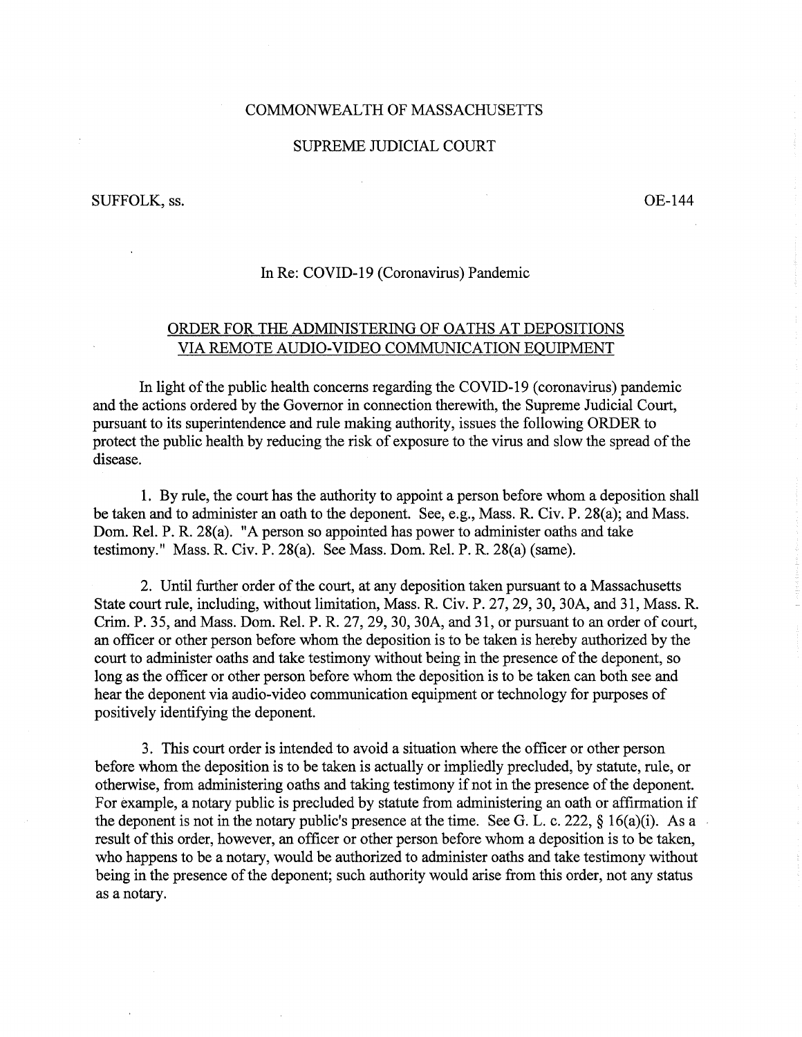COMMONWEALTH OF MASSACHUSETTS

SUPREME JUDICIAL COURT

SUFFOLK, ss. OE-144

In Re: COVID-19 (Coronavirus) Pandemic

## ORDER FOR THE ADMINISTERING OF OATHS AT DEPOSITIONS VIA REMOTE AUDIO-VIDEO COMMUNICATION EQUIPMENT

In light of the public health concerns regarding the COVID-19 (coronavirus) pandemic and the actions ordered by the Governor in connection therewith, the Supreme Judicial Court, pursuant to its superintendence and rule making authority, issues the following ORDER to protect the public health by reducing the risk of exposure to the virus and slow the spread of the disease.

1. By rule, the court has the authority to appoint a person before whom a deposition shall be taken and to administer an oath to the deponent. See, e.g., Mass. R. Civ. P. 28(a); and Mass. Dom. Rel. P. R. 28(a). "A person so appointed has power to administer oaths and take testimony." Mass. R. Civ. P. 28(a). See Mass. Dom. Rel. P. R. 28(a) (same).

2. Until further order of the court, at any deposition taken pursuant to a Massachusetts State court rule, including, without limitation, Mass. R. Civ. P. 27, 29, 30, 30A, and 31, Mass. R. Crim. P. 35, and Mass. Dom. Rel. P. R. 27, 29, 30, 30A, and 31, or pursuant to an order of court, an officer or other person before whom the deposition is to be taken is hereby authorized by the court to administer oaths and take testimony without being in the presence of the deponent, so long as the officer or other person before whom the deposition is to be taken can both see and hear the deponent via audio-video communication equipment or technology for purposes of positively identifying the deponent.

3. This court order is intended to avoid a situation where the officer or other person before whom the deposition is to be taken is actually or impliedly precluded, by statute, rule, or otherwise, from administering oaths and taking testimony if not in the presence of the deponent. For example, a notary public is precluded by statute from administering an oath or affirmation if the deponent is not in the notary public's presence at the time. See G. L. c. 222, § 16(a)(i). As a result of this order, however, an officer or other person before whom a deposition is to be taken, who happens to be a notary, would be authorized to administer oaths and take testimony without being in the presence of the deponent; such authority would arise from this order, not any status as a notary.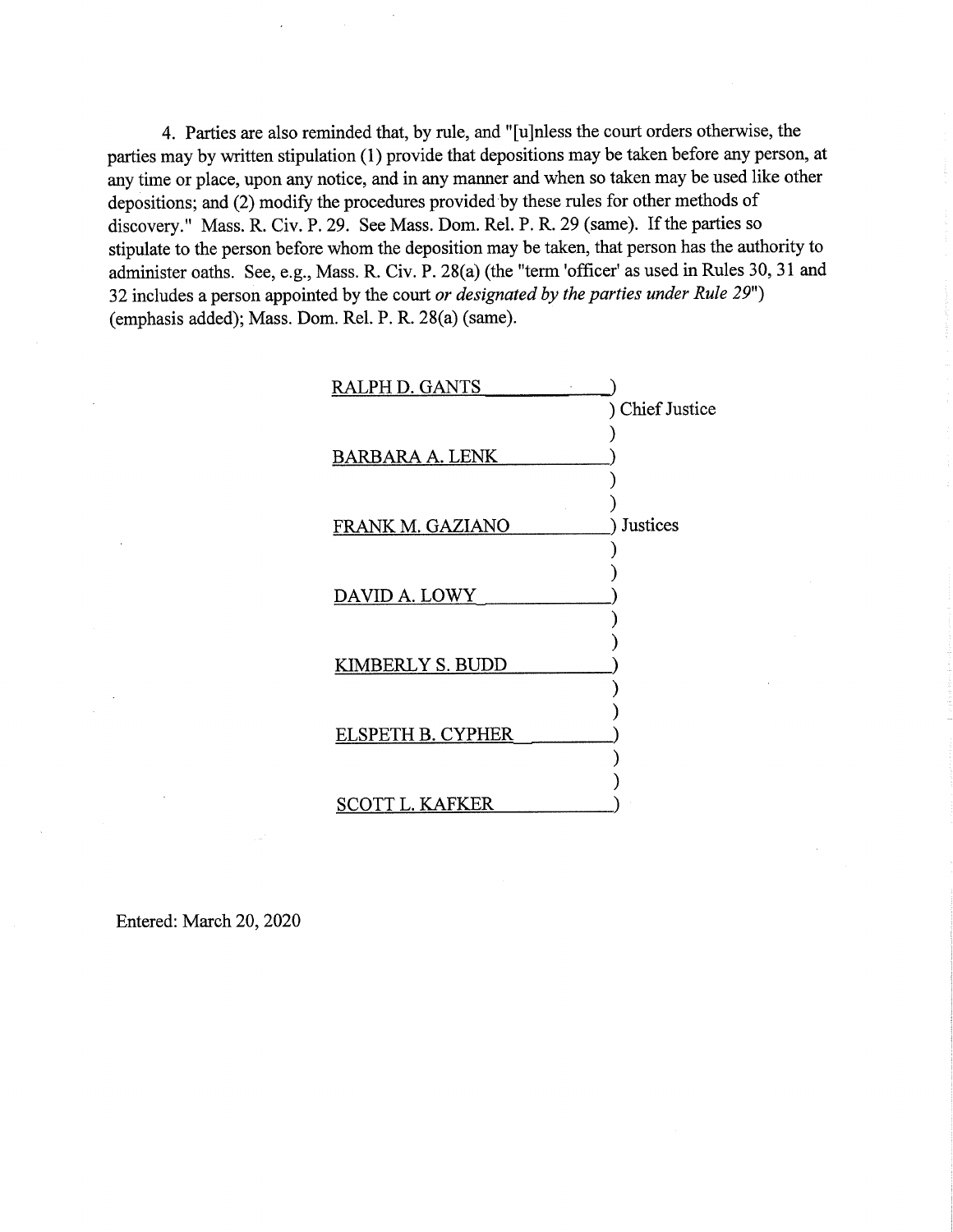4. Parties are also reminded that, by rule, and "[u]nless the court orders otherwise, the parties may by written stipulation (1) provide that depositions may be taken before any person, at any time or place, upon any notice, and in any manner and when so taken may be used like other depositions; and (2) modify the procedures provided by these rules for other methods of discovery." Mass. R. Civ. P. 29. See Mass. Dom. Rel. P. R. 29 (same). If the parties so stipulate to the person before whom the deposition may be taken, that person has the authority to administer oaths. See, e.g., Mass. R. Civ. P. 28(a) (the "term 'officer' as used in Rules 30, 31 and 32 includes a person appointed by the court *or designated by the parties under Rule 29*") (emphasis added); Mass. Dom. Rel. P. R. 28(a) (same).

RALPH D. GANTS, Chief Justice

BARBARA A. LENK

FRANK M. GAZIANO

DAVID A. LOWY

KIMBERLY S. BUDD

ELSPETH B. CYPHER

SCOTT L. KAFKER

Justices

Entered: March 20, 2020